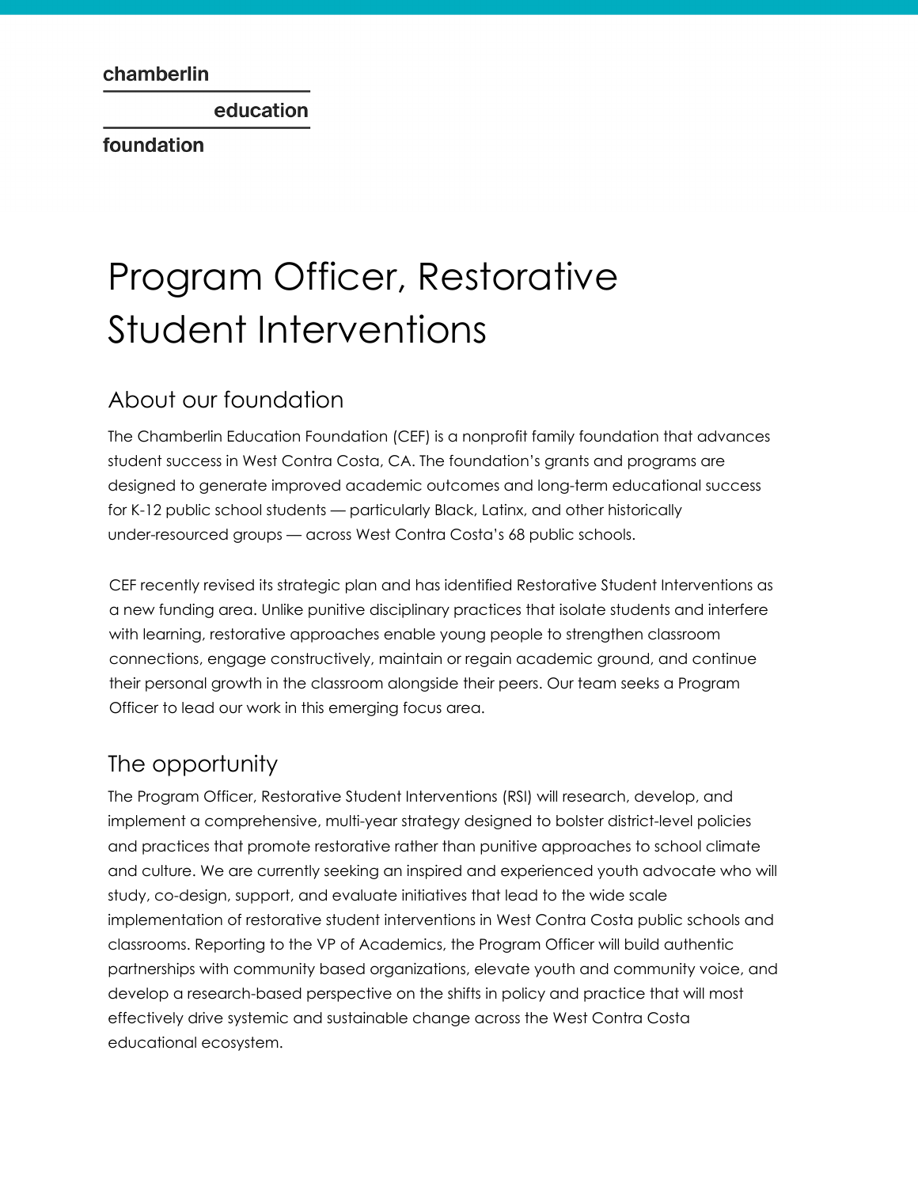chamberlin

education

foundation

# Program Officer, Restorative Student Interventions

## About our foundation

The Chamberlin Education Foundation (CEF) is a nonprofit family foundation that advances student success in West Contra Costa, CA. The foundation's grants and programs are designed to generate improved academic outcomes and long-term educational success for K-12 public school students — particularly Black, Latinx, and other historically under-resourced groups — across West Contra Costa's 68 public schools.

CEF recently revised its strategic plan and has identified Restorative Student Interventions as a new funding area. Unlike punitive disciplinary practices that isolate students and interfere with learning, restorative approaches enable young people to strengthen classroom connections, engage constructively, maintain or regain academic ground, and continue their personal growth in the classroom alongside their peers. Our team seeks a Program Officer to lead our work in this emerging focus area.

## The opportunity

The Program Officer, Restorative Student Interventions (RSI) will research, develop, and implement a comprehensive, multi-year strategy designed to bolster district-level policies and practices that promote restorative rather than punitive approaches to school climate and culture. We are currently seeking an inspired and experienced youth advocate who will study, co-design, support, and evaluate initiatives that lead to the wide scale implementation of restorative student interventions in West Contra Costa public schools and classrooms. Reporting to the VP of Academics, the Program Officer will build authentic partnerships with community based organizations, elevate youth and community voice, and develop a research-based perspective on the shifts in policy and practice that will most effectively drive systemic and sustainable change across the West Contra Costa educational ecosystem.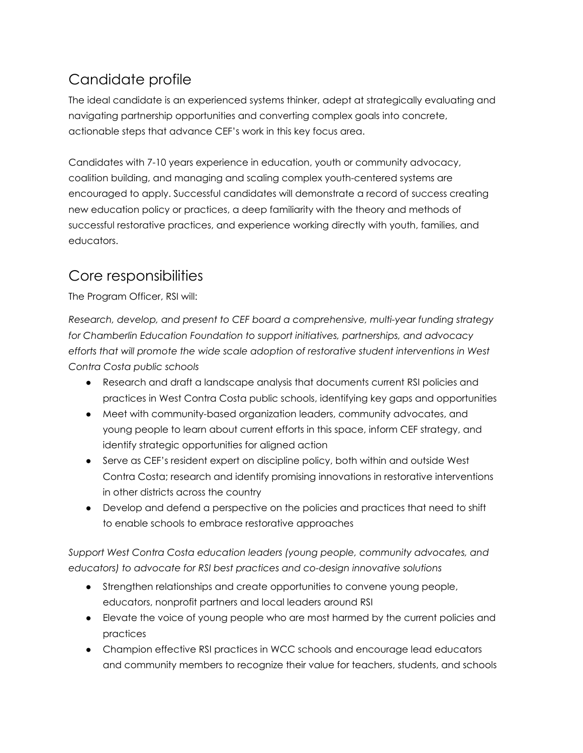## Candidate profile

The ideal candidate is an experienced systems thinker, adept at strategically evaluating and navigating partnership opportunities and converting complex goals into concrete, actionable steps that advance CEF's work in this key focus area.

Candidates with 7-10 years experience in education, youth or community advocacy, coalition building, and managing and scaling complex youth-centered systems are encouraged to apply. Successful candidates will demonstrate a record of success creating new education policy or practices, a deep familiarity with the theory and methods of successful restorative practices, and experience working directly with youth, families, and educators.

## Core responsibilities

The Program Officer, RSI will:

*Research, develop, and present to CEF board a comprehensive, multi-year funding strategy for Chamberlin Education Foundation to support initiatives, partnerships, and advocacy efforts that will promote the wide scale adoption of restorative student interventions in West Contra Costa public schools*

- Research and draft a landscape analysis that documents current RSI policies and practices in West Contra Costa public schools, identifying key gaps and opportunities
- Meet with community-based organization leaders, community advocates, and young people to learn about current efforts in this space, inform CEF strategy, and identify strategic opportunities for aligned action
- Serve as CEF's resident expert on discipline policy, both within and outside West Contra Costa; research and identify promising innovations in restorative interventions in other districts across the country
- Develop and defend a perspective on the policies and practices that need to shift to enable schools to embrace restorative approaches

*Support West Contra Costa education leaders (young people, community advocates, and educators) to advocate for RSI best practices and co-design innovative solutions*

- Strengthen relationships and create opportunities to convene young people, educators, nonprofit partners and local leaders around RSI
- Elevate the voice of young people who are most harmed by the current policies and practices
- Champion effective RSI practices in WCC schools and encourage lead educators and community members to recognize their value for teachers, students, and schools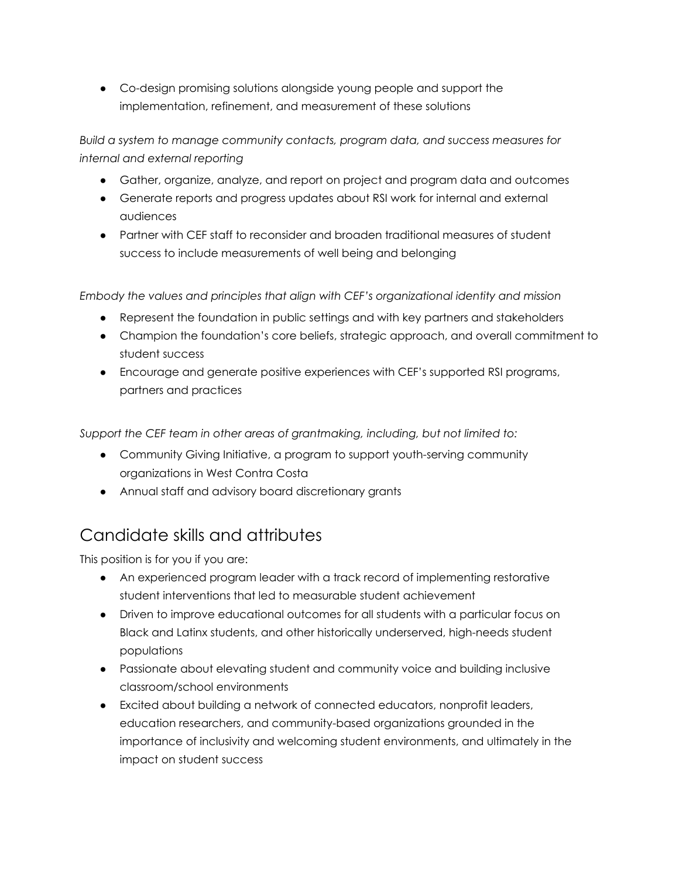- Co-design promising solutions alongside young people and support the implementation, refinement, and measurement of these solutions

*Build a system to manage community contacts, program data, and success measures for internal and external reporting*

- Gather, organize, analyze, and report on project and program data and outcomes
- Generate reports and progress updates about RSI work for internal and external audiences
- Partner with CEF staff to reconsider and broaden traditional measures of student success to include measurements of well being and belonging

*Embody the values and principles that align with CEF's organizational identity and mission*

- Represent the foundation in public settings and with key partners and stakeholders
- Champion the foundation's core beliefs, strategic approach, and overall commitment to student success
- Encourage and generate positive experiences with CEF's supported RSI programs, partners and practices

*Support the CEF team in other areas of grantmaking, including, but not limited to:*

- Community Giving Initiative, a program to support youth-serving community organizations in West Contra Costa
- Annual staff and advisory board discretionary grants

## Candidate skills and attributes

This position is for you if you are:

- An experienced program leader with a track record of implementing restorative student interventions that led to measurable student achievement
- Driven to improve educational outcomes for all students with a particular focus on Black and Latinx students, and other historically underserved, high-needs student populations
- Passionate about elevating student and community voice and building inclusive classroom/school environments
- Excited about building a network of connected educators, nonprofit leaders, education researchers, and community-based organizations grounded in the importance of inclusivity and welcoming student environments, and ultimately in the impact on student success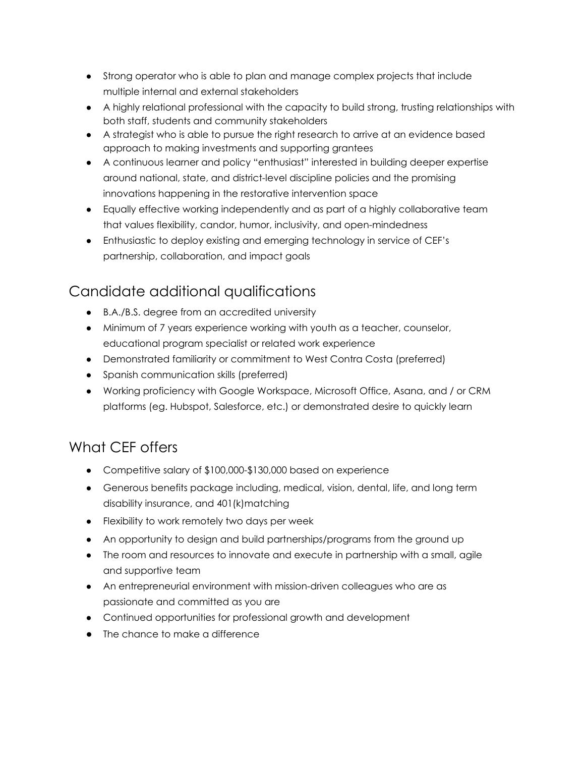- Strong operator who is able to plan and manage complex projects that include multiple internal and external stakeholders
- A highly relational professional with the capacity to build strong, trusting relationships with both staff, students and community stakeholders
- A strategist who is able to pursue the right research to arrive at an evidence based approach to making investments and supporting grantees
- A continuous learner and policy "enthusiast" interested in building deeper expertise around national, state, and district-level discipline policies and the promising innovations happening in the restorative intervention space
- Equally effective working independently and as part of a highly collaborative team that values flexibility, candor, humor, inclusivity, and open-mindedness
- Enthusiastic to deploy existing and emerging technology in service of CEF's partnership, collaboration, and impact goals

## Candidate additional qualifications

- B.A./B.S. degree from an accredited university
- Minimum of 7 years experience working with youth as a teacher, counselor, educational program specialist or related work experience
- Demonstrated familiarity or commitment to West Contra Costa (preferred)
- Spanish communication skills (preferred)
- Working proficiency with Google Workspace, Microsoft Office, Asana, and / or CRM platforms (eg. Hubspot, Salesforce, etc.) or demonstrated desire to quickly learn

## What CEF offers

- Competitive salary of $100,000-$130,000 based on experience
- Generous benefits package including, medical, vision, dental, life, and long term disability insurance, and 401(k)matching
- Flexibility to work remotely two days per week
- An opportunity to design and build partnerships/programs from the ground up
- The room and resources to innovate and execute in partnership with a small, agile and supportive team
- An entrepreneurial environment with mission-driven colleagues who are as passionate and committed as you are
- Continued opportunities for professional growth and development
- The chance to make a difference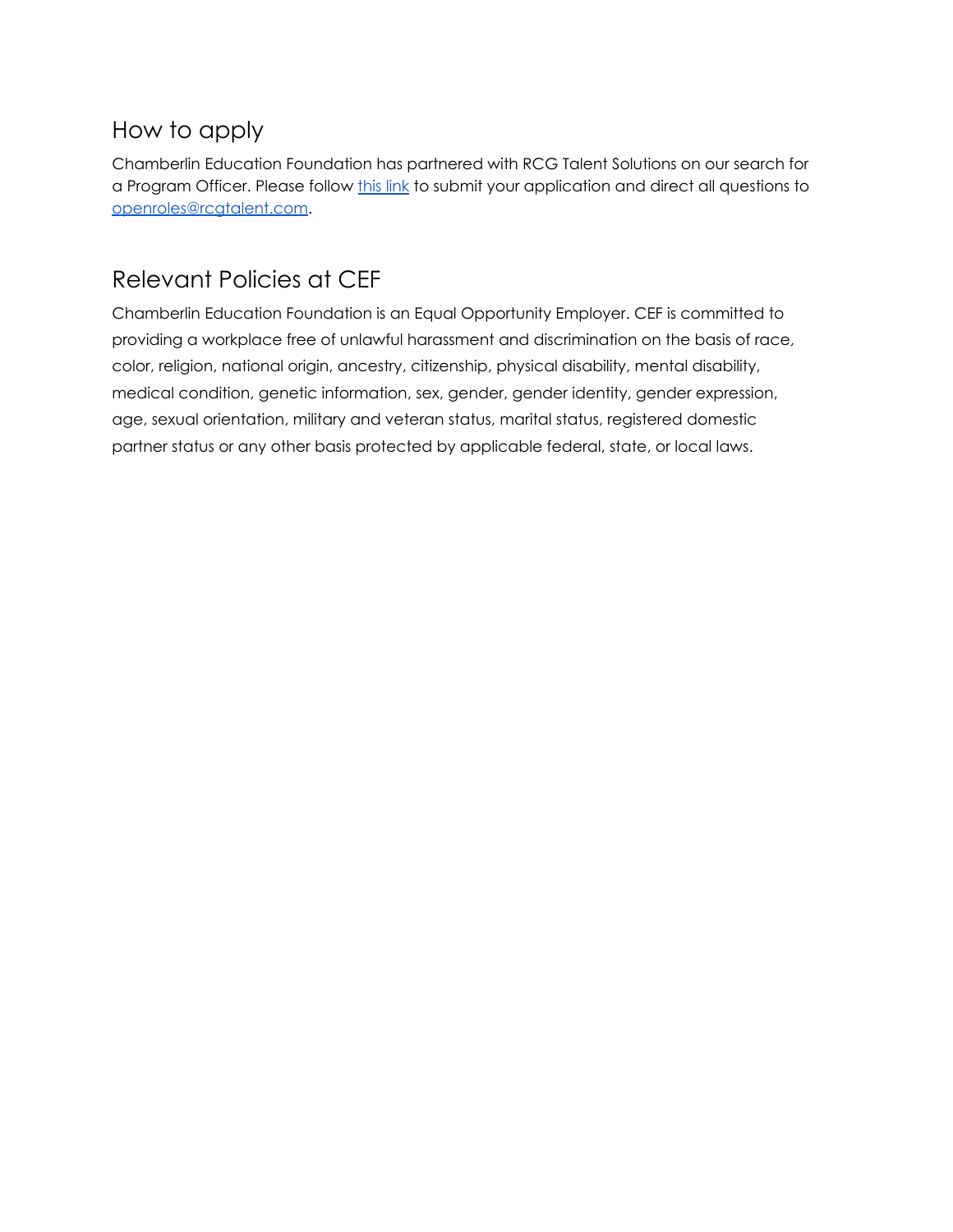## How to apply

Chamberlin Education Foundation has partnered with RCG Talent Solutions on our search for a Program Officer. Please follow [this link]() to submit your application and direct all questions to [openroles@rcgtalent.com](mailto:openroles@rcgtalent.com).

## Relevant Policies at CEF

Chamberlin Education Foundation is an Equal Opportunity Employer. CEF is committed to providing a workplace free of unlawful harassment and discrimination on the basis of race, color, religion, national origin, ancestry, citizenship, physical disability, mental disability, medical condition, genetic information, sex, gender, gender identity, gender expression, age, sexual orientation, military and veteran status, marital status, registered domestic partner status or any other basis protected by applicable federal, state, or local laws.